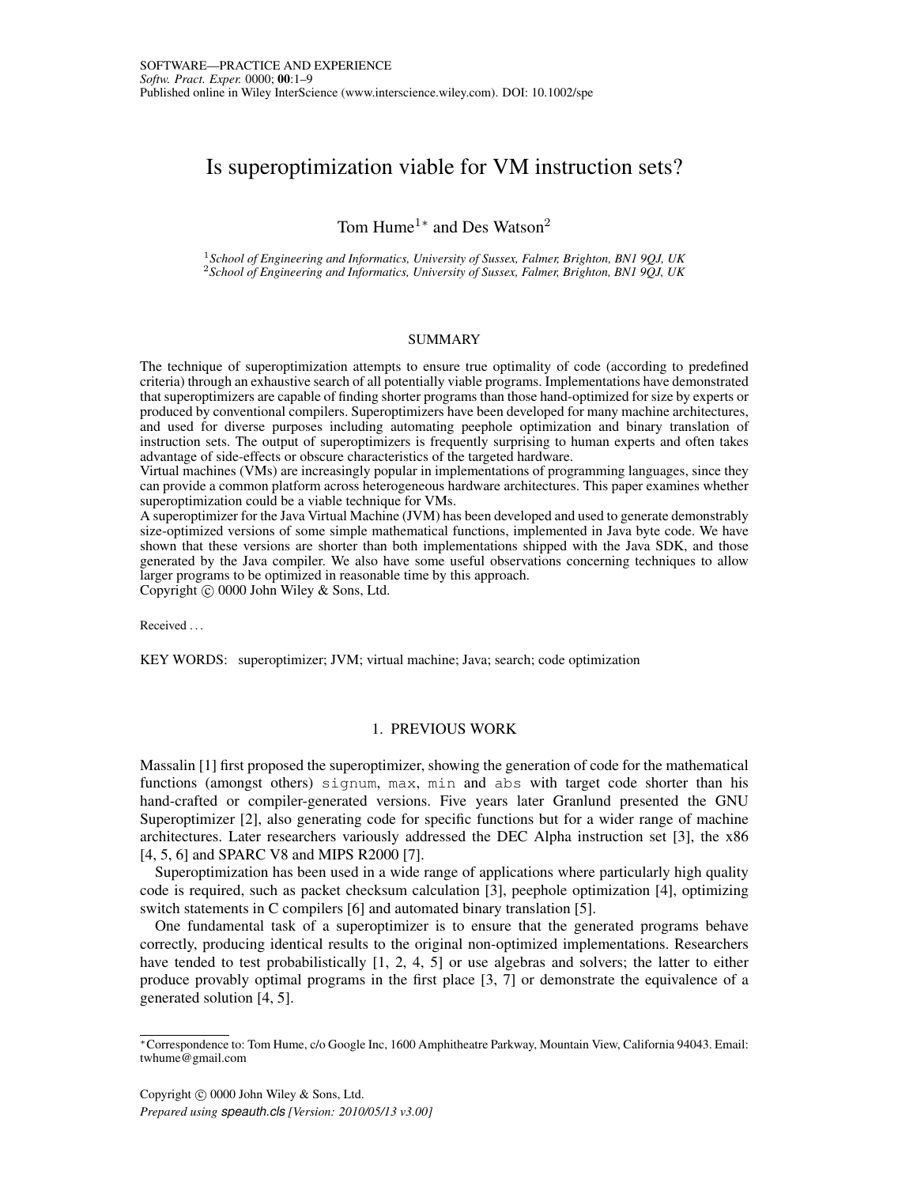# Is superoptimization viable for VM instruction sets?

Tom Hume[1]* and Des Watson[2]

[1] *School of Engineering and Informatics, University of Sussex, Falmer, Brighton, BN1 9QJ, UK*
[2] *School of Engineering and Informatics, University of Sussex, Falmer, Brighton, BN1 9QJ, UK*

## SUMMARY

The technique of superoptimization attempts to ensure true optimality of code (according to predefined criteria) through an exhaustive search of all potentially viable programs. Implementations have demonstrated that superoptimizers are capable of finding shorter programs than those hand-optimized for size by experts or produced by conventional compilers. Superoptimizers have been developed for many machine architectures, and used for diverse purposes including automating peephole optimization and binary translation of instruction sets. The output of superoptimizers is frequently surprising to human experts and often takes advantage of side-effects or obscure characteristics of the targeted hardware.

Virtual machines (VMs) are increasingly popular in implementations of programming languages, since they can provide a common platform across heterogeneous hardware architectures. This paper examines whether superoptimization could be a viable technique for VMs.

A superoptimizer for the Java Virtual Machine (JVM) has been developed and used to generate demonstrably size-optimized versions of some simple mathematical functions, implemented in Java byte code. We have shown that these versions are shorter than both implementations shipped with the Java SDK, and those generated by the Java compiler. We also have some useful observations concerning techniques to allow larger programs to be optimized in reasonable time by this approach.

Copyright © 0000 John Wiley & Sons, Ltd.

Received ...

KEY WORDS: superoptimizer; JVM; virtual machine; Java; search; code optimization

## 1. PREVIOUS WORK

Massalin [1] first proposed the superoptimizer, showing the generation of code for the mathematical functions (amongst others) `signum`, `max`, `min` and `abs` with target code shorter than his hand-crafted or compiler-generated versions. Five years later Granlund presented the GNU Superoptimizer [2], also generating code for specific functions but for a wider range of machine architectures. Later researchers variously addressed the DEC Alpha instruction set [3], the x86 [4, 5, 6] and SPARC V8 and MIPS R2000 [7].

Superoptimization has been used in a wide range of applications where particularly high quality code is required, such as packet checksum calculation [3], peephole optimization [4], optimizing switch statements in C compilers [6] and automated binary translation [5].

One fundamental task of a superoptimizer is to ensure that the generated programs behave correctly, producing identical results to the original non-optimized implementations. Researchers have tended to test probabilistically [1, 2, 4, 5] or use algebras and solvers; the latter to either produce provably optimal programs in the first place [3, 7] or demonstrate the equivalence of a generated solution [4, 5].

*Correspondence to: Tom Hume, c/o Google Inc, 1600 Amphitheatre Parkway, Mountain View, California 94043. Email: twhume@gmail.com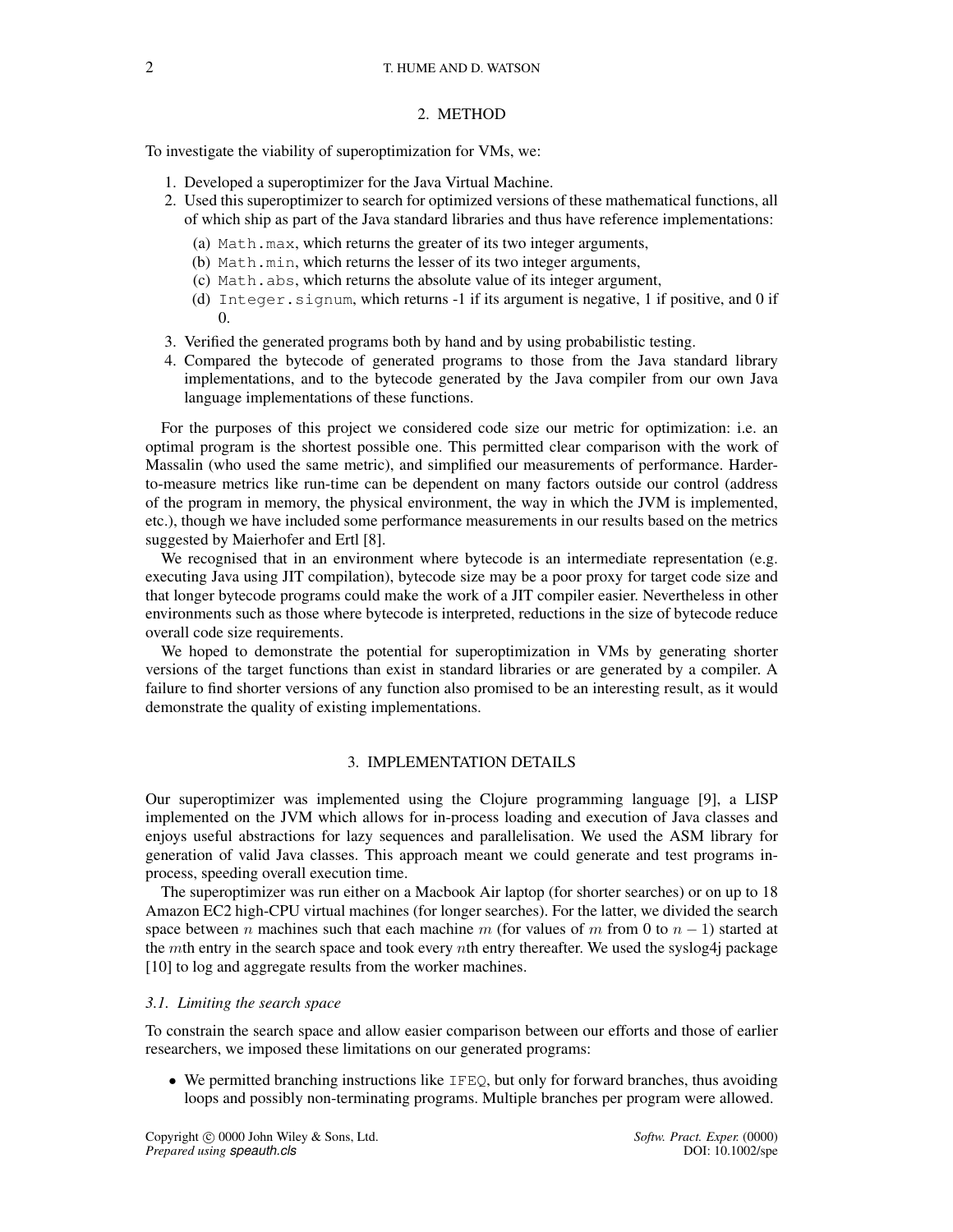## 2. METHOD

To investigate the viability of superoptimization for VMs, we:

1. Developed a superoptimizer for the Java Virtual Machine.
2. Used this superoptimizer to search for optimized versions of these mathematical functions, all of which ship as part of the Java standard libraries and thus have reference implementations:
   (a) `Math.max`, which returns the greater of its two integer arguments,
   (b) `Math.min`, which returns the lesser of its two integer arguments,
   (c) `Math.abs`, which returns the absolute value of its integer argument,
   (d) `Integer.signum`, which returns -1 if its argument is negative, 1 if positive, and 0 if 0.
3. Verified the generated programs both by hand and by using probabilistic testing.
4. Compared the bytecode of generated programs to those from the Java standard library implementations, and to the bytecode generated by the Java compiler from our own Java language implementations of these functions.

For the purposes of this project we considered code size our metric for optimization: i.e. an optimal program is the shortest possible one. This permitted clear comparison with the work of Massalin (who used the same metric), and simplified our measurements of performance. Harder-to-measure metrics like run-time can be dependent on many factors outside our control (address of the program in memory, the physical environment, the way in which the JVM is implemented, etc.), though we have included some performance measurements in our results based on the metrics suggested by Maierhofer and Ertl [8].

We recognised that in an environment where bytecode is an intermediate representation (e.g. executing Java using JIT compilation), bytecode size may be a poor proxy for target code size and that longer bytecode programs could make the work of a JIT compiler easier. Nevertheless in other environments such as those where bytecode is interpreted, reductions in the size of bytecode reduce overall code size requirements.

We hoped to demonstrate the potential for superoptimization in VMs by generating shorter versions of the target functions than exist in standard libraries or are generated by a compiler. A failure to find shorter versions of any function also promised to be an interesting result, as it would demonstrate the quality of existing implementations.

## 3. IMPLEMENTATION DETAILS

Our superoptimizer was implemented using the Clojure programming language [9], a LISP implemented on the JVM which allows for in-process loading and execution of Java classes and enjoys useful abstractions for lazy sequences and parallelisation. We used the ASM library for generation of valid Java classes. This approach meant we could generate and test programs in-process, speeding overall execution time.

The superoptimizer was run either on a Macbook Air laptop (for shorter searches) or on up to 18 Amazon EC2 high-CPU virtual machines (for longer searches). For the latter, we divided the search space between $n$ machines such that each machine $m$ (for values of $m$ from 0 to $n-1$) started at the $m$th entry in the search space and took every $n$th entry thereafter. We used the syslog4j package [10] to log and aggregate results from the worker machines.

### *3.1. Limiting the search space*

To constrain the search space and allow easier comparison between our efforts and those of earlier researchers, we imposed these limitations on our generated programs:

- We permitted branching instructions like `IFEQ`, but only for forward branches, thus avoiding loops and possibly non-terminating programs. Multiple branches per program were allowed.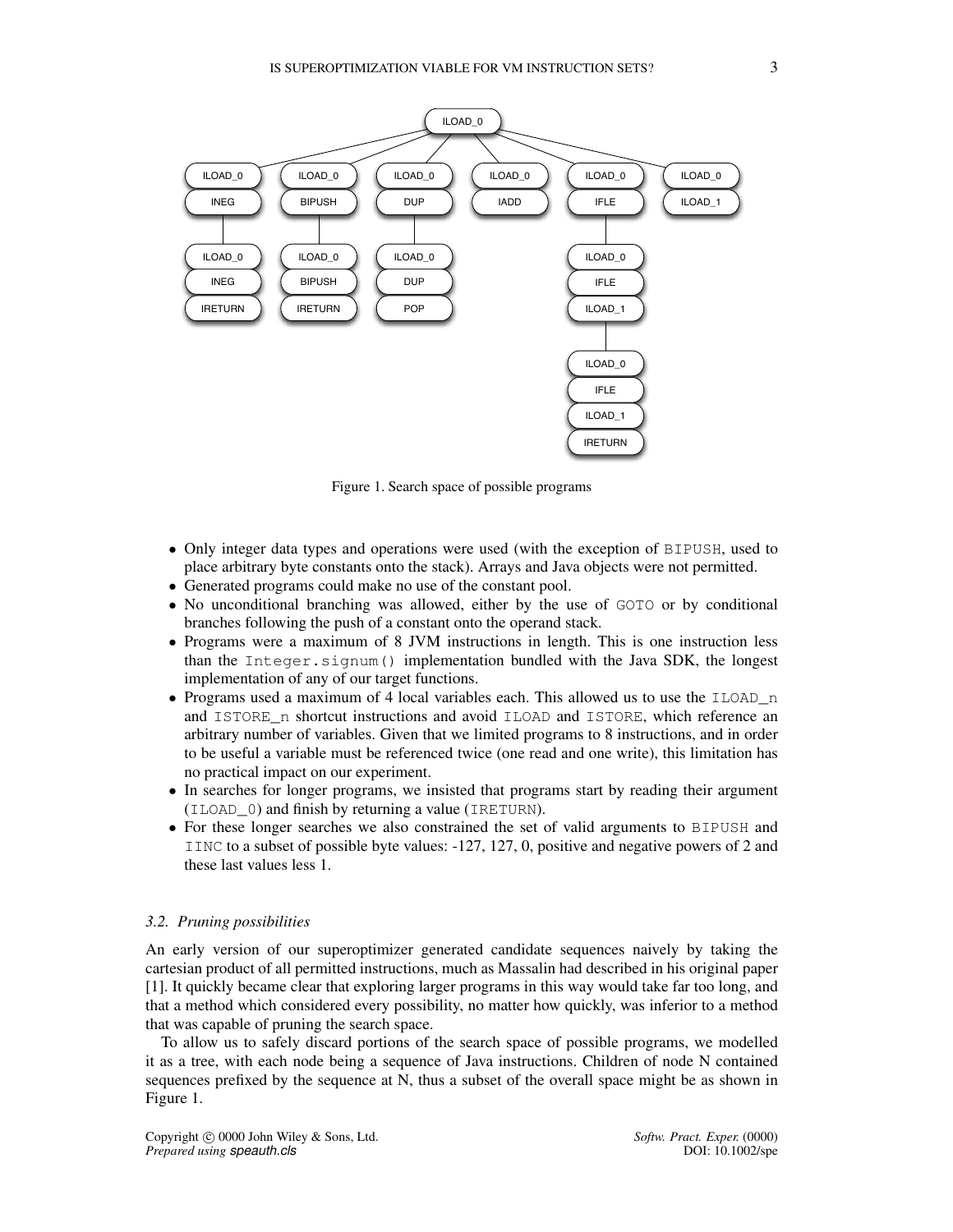Figure 1. Search space of possible programs

- Only integer data types and operations were used (with the exception of BIPUSH, used to place arbitrary byte constants onto the stack). Arrays and Java objects were not permitted.
- Generated programs could make no use of the constant pool.
- No unconditional branching was allowed, either by the use of GOTO or by conditional branches following the push of a constant onto the operand stack.
- Programs were a maximum of 8 JVM instructions in length. This is one instruction less than the Integer.signum() implementation bundled with the Java SDK, the longest implementation of any of our target functions.
- Programs used a maximum of 4 local variables each. This allowed us to use the ILOAD_n and ISTORE_n shortcut instructions and avoid ILOAD and ISTORE, which reference an arbitrary number of variables. Given that we limited programs to 8 instructions, and in order to be useful a variable must be referenced twice (one read and one write), this limitation has no practical impact on our experiment.
- In searches for longer programs, we insisted that programs start by reading their argument (ILOAD_0) and finish by returning a value (IRETURN).
- For these longer searches we also constrained the set of valid arguments to BIPUSH and IINC to a subset of possible byte values: -127, 127, 0, positive and negative powers of 2 and these last values less 1.

### 3.2. Pruning possibilities

An early version of our superoptimizer generated candidate sequences naively by taking the cartesian product of all permitted instructions, much as Massalin had described in his original paper [1]. It quickly became clear that exploring larger programs in this way would take far too long, and that a method which considered every possibility, no matter how quickly, was inferior to a method that was capable of pruning the search space.

To allow us to safely discard portions of the search space of possible programs, we modelled it as a tree, with each node being a sequence of Java instructions. Children of node N contained sequences prefixed by the sequence at N, thus a subset of the overall space might be as shown in Figure 1.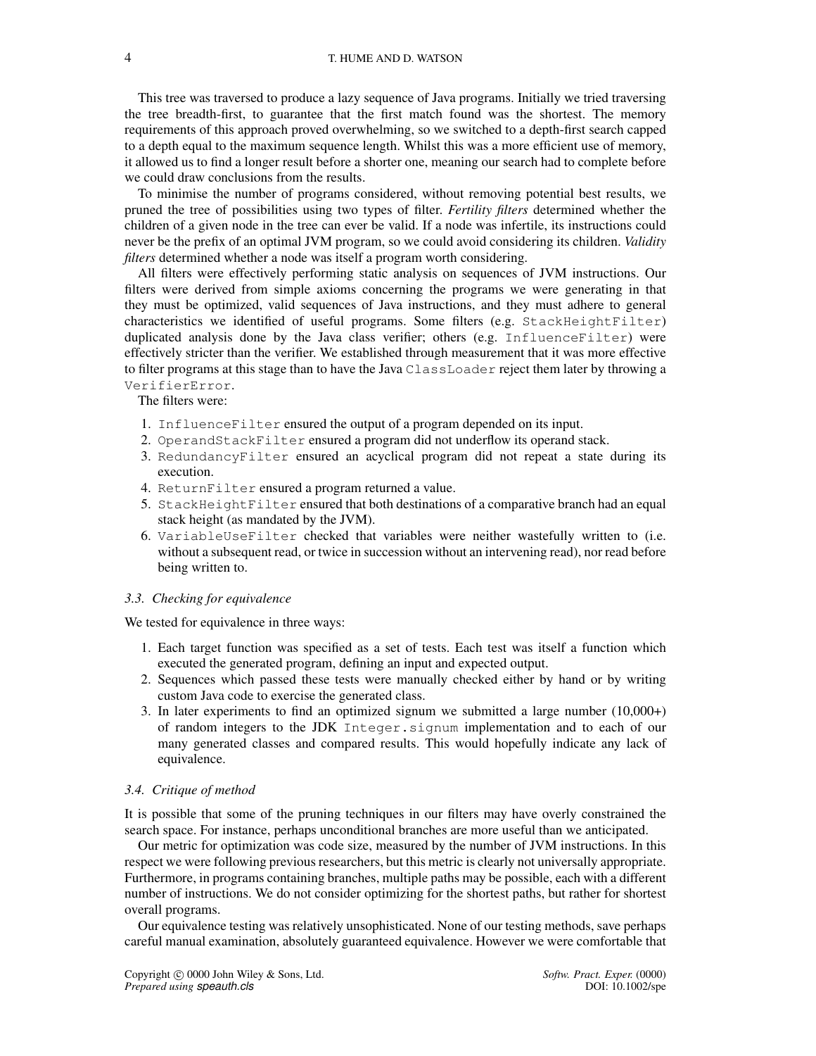This tree was traversed to produce a lazy sequence of Java programs. Initially we tried traversing the tree breadth-first, to guarantee that the first match found was the shortest. The memory requirements of this approach proved overwhelming, so we switched to a depth-first search capped to a depth equal to the maximum sequence length. Whilst this was a more efficient use of memory, it allowed us to find a longer result before a shorter one, meaning our search had to complete before we could draw conclusions from the results.

To minimise the number of programs considered, without removing potential best results, we pruned the tree of possibilities using two types of filter. *Fertility filters* determined whether the children of a given node in the tree can ever be valid. If a node was infertile, its instructions could never be the prefix of an optimal JVM program, so we could avoid considering its children. *Validity filters* determined whether a node was itself a program worth considering.

All filters were effectively performing static analysis on sequences of JVM instructions. Our filters were derived from simple axioms concerning the programs we were generating in that they must be optimized, valid sequences of Java instructions, and they must adhere to general characteristics we identified of useful programs. Some filters (e.g. `StackHeightFilter`) duplicated analysis done by the Java class verifier; others (e.g. `InfluenceFilter`) were effectively stricter than the verifier. We established through measurement that it was more effective to filter programs at this stage than to have the Java `ClassLoader` reject them later by throwing a `VerifierError`.

The filters were:

1. `InfluenceFilter` ensured the output of a program depended on its input.
2. `OperandStackFilter` ensured a program did not underflow its operand stack.
3. `RedundancyFilter` ensured an acyclical program did not repeat a state during its execution.
4. `ReturnFilter` ensured a program returned a value.
5. `StackHeightFilter` ensured that both destinations of a comparative branch had an equal stack height (as mandated by the JVM).
6. `VariableUseFilter` checked that variables were neither wastefully written to (i.e. without a subsequent read, or twice in succession without an intervening read), nor read before being written to.

### 3.3. Checking for equivalence

We tested for equivalence in three ways:

1. Each target function was specified as a set of tests. Each test was itself a function which executed the generated program, defining an input and expected output.
2. Sequences which passed these tests were manually checked either by hand or by writing custom Java code to exercise the generated class.
3. In later experiments to find an optimized signum we submitted a large number (10,000+) of random integers to the JDK `Integer.signum` implementation and to each of our many generated classes and compared results. This would hopefully indicate any lack of equivalence.

### 3.4. Critique of method

It is possible that some of the pruning techniques in our filters may have overly constrained the search space. For instance, perhaps unconditional branches are more useful than we anticipated.

Our metric for optimization was code size, measured by the number of JVM instructions. In this respect we were following previous researchers, but this metric is clearly not universally appropriate. Furthermore, in programs containing branches, multiple paths may be possible, each with a different number of instructions. We do not consider optimizing for the shortest paths, but rather for shortest overall programs.

Our equivalence testing was relatively unsophisticated. None of our testing methods, save perhaps careful manual examination, absolutely guaranteed equivalence. However we were comfortable that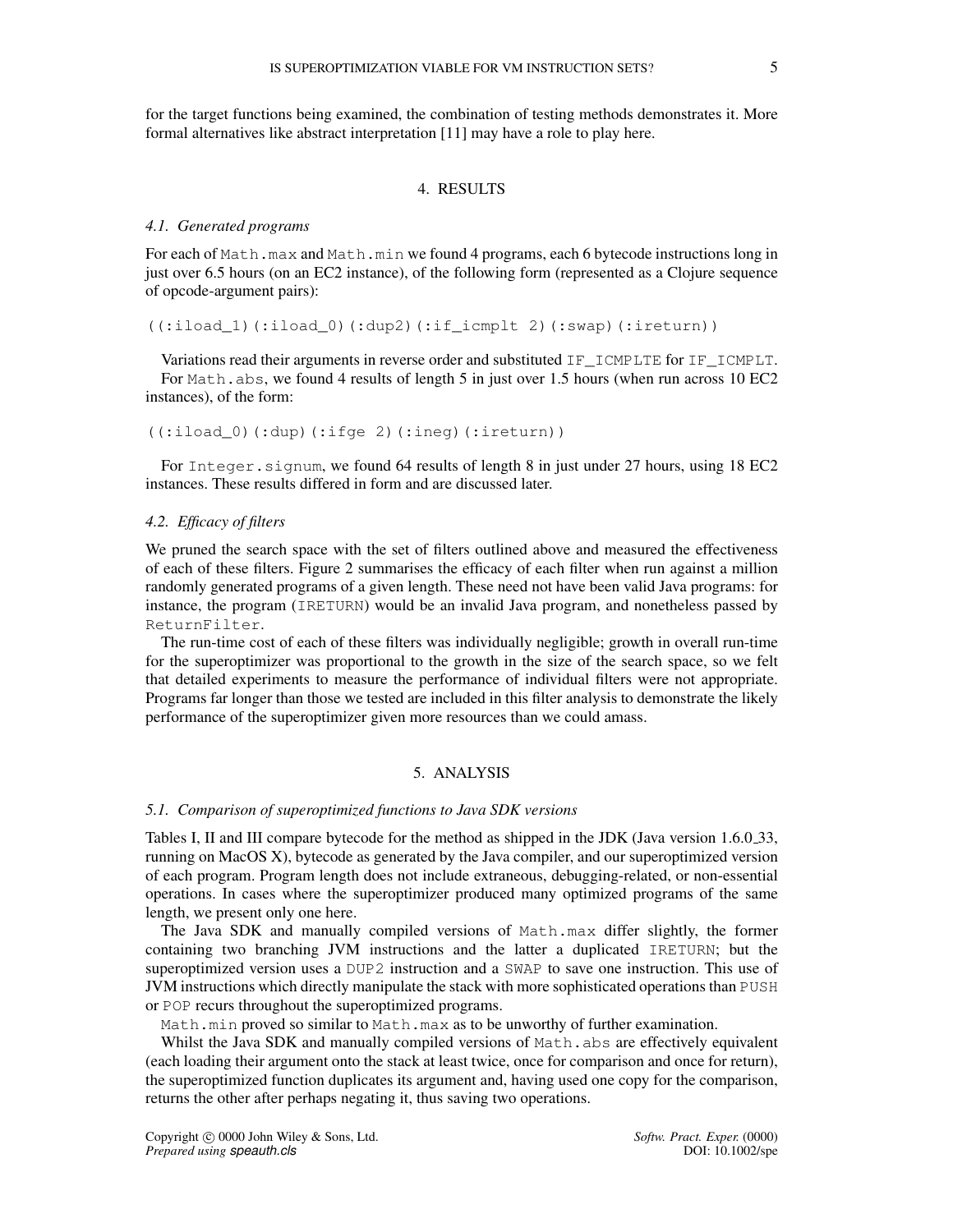for the target functions being examined, the combination of testing methods demonstrates it. More formal alternatives like abstract interpretation [11] may have a role to play here.

## 4. RESULTS

### *4.1. Generated programs*

For each of `Math.max` and `Math.min` we found 4 programs, each 6 bytecode instructions long in just over 6.5 hours (on an EC2 instance), of the following form (represented as a Clojure sequence of opcode-argument pairs):

```
((:iload_1)(:iload_0)(:dup2)(:if_icmplt 2)(:swap)(:ireturn))
```

Variations read their arguments in reverse order and substituted `IF_ICMPLTE` for `IF_ICMPLT`.

For `Math.abs`, we found 4 results of length 5 in just over 1.5 hours (when run across 10 EC2 instances), of the form:

```
((:iload_0)(:dup)(:ifge 2)(:ineg)(:ireturn))
```

For `Integer.signum`, we found 64 results of length 8 in just under 27 hours, using 18 EC2 instances. These results differed in form and are discussed later.

### *4.2. Efficacy of filters*

We pruned the search space with the set of filters outlined above and measured the effectiveness of each of these filters. Figure 2 summarises the efficacy of each filter when run against a million randomly generated programs of a given length. These need not have been valid Java programs: for instance, the program (`IRETURN`) would be an invalid Java program, and nonetheless passed by `ReturnFilter`.

The run-time cost of each of these filters was individually negligible; growth in overall run-time for the superoptimizer was proportional to the growth in the size of the search space, so we felt that detailed experiments to measure the performance of individual filters were not appropriate. Programs far longer than those we tested are included in this filter analysis to demonstrate the likely performance of the superoptimizer given more resources than we could amass.

## 5. ANALYSIS

### *5.1. Comparison of superoptimized functions to Java SDK versions*

Tables I, II and III compare bytecode for the method as shipped in the JDK (Java version 1.6.0_33, running on MacOS X), bytecode as generated by the Java compiler, and our superoptimized version of each program. Program length does not include extraneous, debugging-related, or non-essential operations. In cases where the superoptimizer produced many optimized programs of the same length, we present only one here.

The Java SDK and manually compiled versions of `Math.max` differ slightly, the former containing two branching JVM instructions and the latter a duplicated `IRETURN`; but the superoptimized version uses a `DUP2` instruction and a `SWAP` to save one instruction. This use of JVM instructions which directly manipulate the stack with more sophisticated operations than `PUSH` or `POP` recurs throughout the superoptimized programs.

`Math.min` proved so similar to `Math.max` as to be unworthy of further examination.

Whilst the Java SDK and manually compiled versions of `Math.abs` are effectively equivalent (each loading their argument onto the stack at least twice, once for comparison and once for return), the superoptimized function duplicates its argument and, having used one copy for the comparison, returns the other after perhaps negating it, thus saving two operations.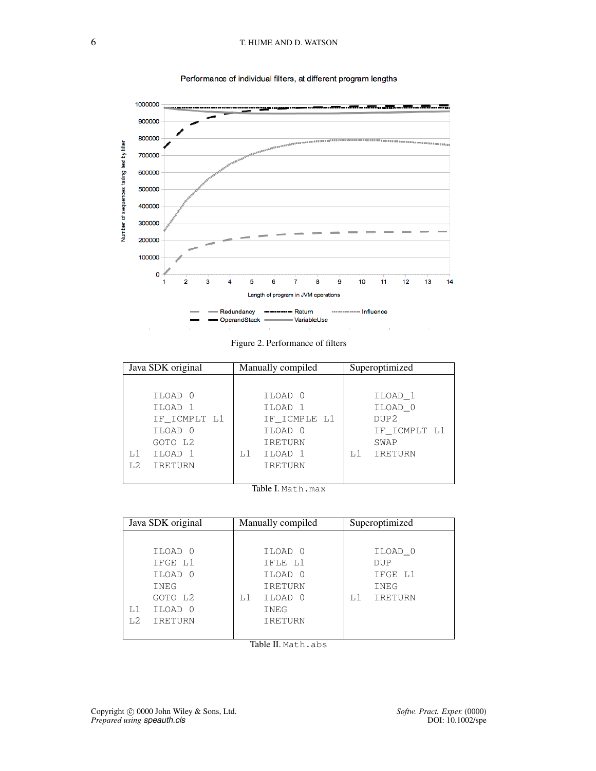Figure 2. Performance of filters

| Java SDK original | Manually compiled | Superoptimized |
|---|---|---|
| <pre>    ILOAD 0<br>    ILOAD 1<br>    IF_ICMPLT L1<br>    ILOAD 0<br>    GOTO L2<br>L1  ILOAD 1<br>L2  IRETURN</pre> | <pre>    ILOAD 0<br>    ILOAD 1<br>    IF_ICMPLE L1<br>    ILOAD 0<br>    IRETURN<br>L1  ILOAD 1<br>    IRETURN</pre> | <pre>    ILOAD_1<br>    ILOAD_0<br>    DUP2<br>    IF_ICMPLT L1<br>    SWAP<br>L1  IRETURN</pre> |

Table I. `Math.max`

| Java SDK original | Manually compiled | Superoptimized |
|---|---|---|
| <pre>    ILOAD 0<br>    IFGE L1<br>    ILOAD 0<br>    INEG<br>    GOTO L2<br>L1  ILOAD 0<br>L2  IRETURN</pre> | <pre>    ILOAD 0<br>    IFLE L1<br>    ILOAD 0<br>    IRETURN<br>L1  ILOAD 0<br>    INEG<br>    IRETURN</pre> | <pre>    ILOAD_0<br>    DUP<br>    IFGE L1<br>    INEG<br>L1  IRETURN</pre> |

Table II. `Math.abs`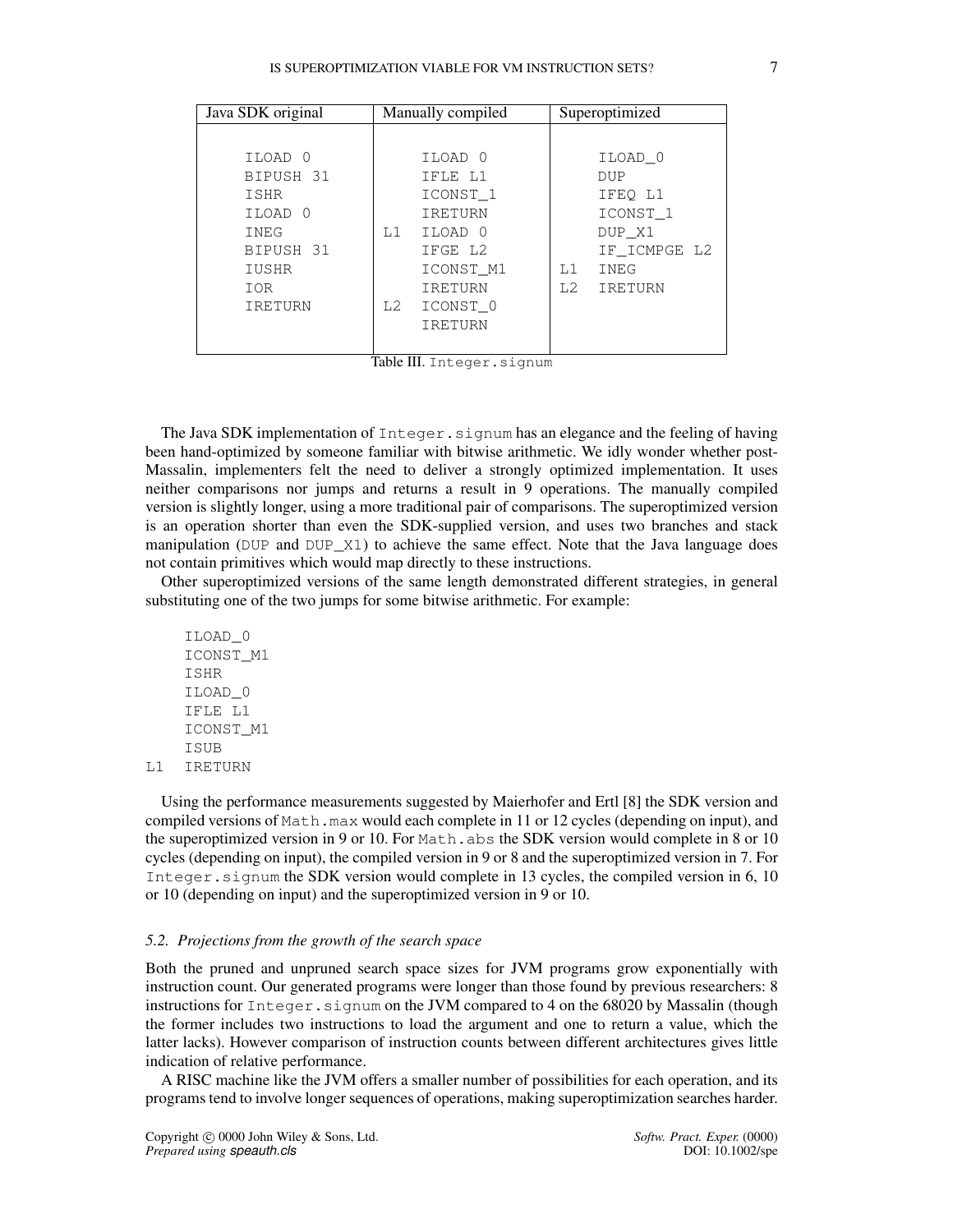| Java SDK original | Manually compiled | Superoptimized |
|---|---|---|
| ILOAD 0<br>BIPUSH 31<br>ISHR<br>ILOAD 0<br>INEG<br>BIPUSH 31<br>IUSHR<br>IOR<br>IRETURN | ILOAD 0<br>IFLE L1<br>ICONST_1<br>IRETURN<br>L1 ILOAD 0<br>IFGE L2<br>ICONST_M1<br>IRETURN<br>L2 ICONST_0<br>IRETURN | ILOAD_0<br>DUP<br>IFEQ L1<br>ICONST_1<br>DUP_X1<br>IF_ICMPGE L2<br>L1 INEG<br>L2 IRETURN |

Table III. Integer.signum

The Java SDK implementation of Integer.signum has an elegance and the feeling of having been hand-optimized by someone familiar with bitwise arithmetic. We idly wonder whether post-Massalin, implementers felt the need to deliver a strongly optimized implementation. It uses neither comparisons nor jumps and returns a result in 9 operations. The manually compiled version is slightly longer, using a more traditional pair of comparisons. The superoptimized version is an operation shorter than even the SDK-supplied version, and uses two branches and stack manipulation (DUP and DUP_X1) to achieve the same effect. Note that the Java language does not contain primitives which would map directly to these instructions.

Other superoptimized versions of the same length demonstrated different strategies, in general substituting one of the two jumps for some bitwise arithmetic. For example:

```
    ILOAD_0
    ICONST_M1
    ISHR
    ILOAD_0
    IFLE L1
    ICONST_M1
    ISUB
L1  IRETURN
```

Using the performance measurements suggested by Maierhofer and Ertl [8] the SDK version and compiled versions of Math.max would each complete in 11 or 12 cycles (depending on input), and the superoptimized version in 9 or 10. For Math.abs the SDK version would complete in 8 or 10 cycles (depending on input), the compiled version in 9 or 8 and the superoptimized version in 7. For Integer.signum the SDK version would complete in 13 cycles, the compiled version in 6, 10 or 10 (depending on input) and the superoptimized version in 9 or 10.

### 5.2. *Projections from the growth of the search space*

Both the pruned and unpruned search space sizes for JVM programs grow exponentially with instruction count. Our generated programs were longer than those found by previous researchers: 8 instructions for Integer.signum on the JVM compared to 4 on the 68020 by Massalin (though the former includes two instructions to load the argument and one to return a value, which the latter lacks). However comparison of instruction counts between different architectures gives little indication of relative performance.

A RISC machine like the JVM offers a smaller number of possibilities for each operation, and its programs tend to involve longer sequences of operations, making superoptimization searches harder.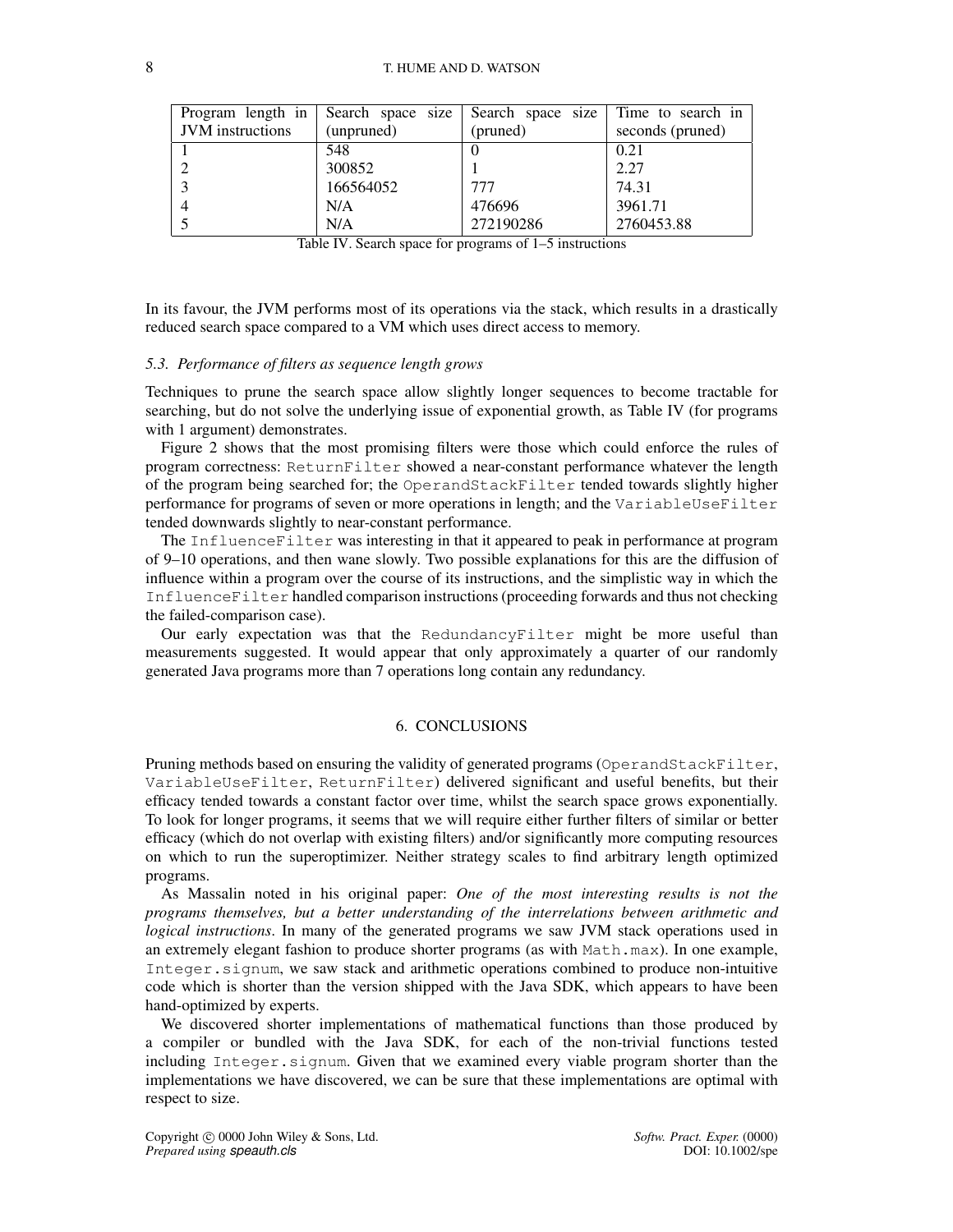| Program length in JVM instructions | Search space size (unpruned) | Search space size (pruned) | Time to search in seconds (pruned) |
|---|---|---|---|
| 1 | 548 | 0 | 0.21 |
| 2 | 300852 | 1 | 2.27 |
| 3 | 166564052 | 777 | 74.31 |
| 4 | N/A | 476696 | 3961.71 |
| 5 | N/A | 272190286 | 2760453.88 |

Table IV. Search space for programs of 1–5 instructions

In its favour, the JVM performs most of its operations via the stack, which results in a drastically reduced search space compared to a VM which uses direct access to memory.

### 5.3. Performance of filters as sequence length grows

Techniques to prune the search space allow slightly longer sequences to become tractable for searching, but do not solve the underlying issue of exponential growth, as Table IV (for programs with 1 argument) demonstrates.

Figure 2 shows that the most promising filters were those which could enforce the rules of program correctness: `ReturnFilter` showed a near-constant performance whatever the length of the program being searched for; the `OperandStackFilter` tended towards slightly higher performance for programs of seven or more operations in length; and the `VariableUseFilter` tended downwards slightly to near-constant performance.

The `InfluenceFilter` was interesting in that it appeared to peak in performance at program of 9–10 operations, and then wane slowly. Two possible explanations for this are the diffusion of influence within a program over the course of its instructions, and the simplistic way in which the `InfluenceFilter` handled comparison instructions (proceeding forwards and thus not checking the failed-comparison case).

Our early expectation was that the `RedundancyFilter` might be more useful than measurements suggested. It would appear that only approximately a quarter of our randomly generated Java programs more than 7 operations long contain any redundancy.

## 6. CONCLUSIONS

Pruning methods based on ensuring the validity of generated programs (`OperandStackFilter`, `VariableUseFilter`, `ReturnFilter`) delivered significant and useful benefits, but their efficacy tended towards a constant factor over time, whilst the search space grows exponentially. To look for longer programs, it seems that we will require either further filters of similar or better efficacy (which do not overlap with existing filters) and/or significantly more computing resources on which to run the superoptimizer. Neither strategy scales to find arbitrary length optimized programs.

As Massalin noted in his original paper: *One of the most interesting results is not the programs themselves, but a better understanding of the interrelations between arithmetic and logical instructions*. In many of the generated programs we saw JVM stack operations used in an extremely elegant fashion to produce shorter programs (as with `Math.max`). In one example, `Integer.signum`, we saw stack and arithmetic operations combined to produce non-intuitive code which is shorter than the version shipped with the Java SDK, which appears to have been hand-optimized by experts.

We discovered shorter implementations of mathematical functions than those produced by a compiler or bundled with the Java SDK, for each of the non-trivial functions tested including `Integer.signum`. Given that we examined every viable program shorter than the implementations we have discovered, we can be sure that these implementations are optimal with respect to size.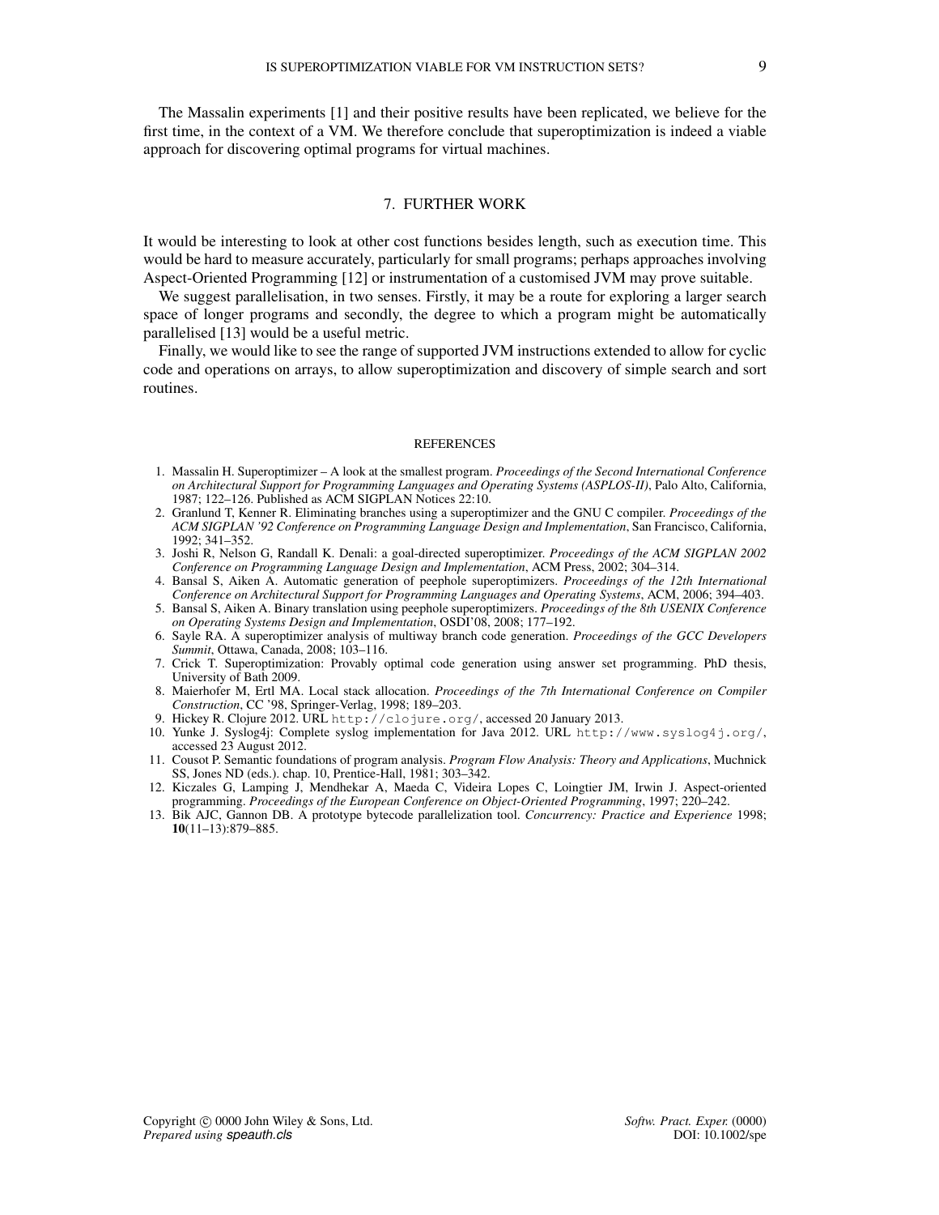The Massalin experiments [1] and their positive results have been replicated, we believe for the first time, in the context of a VM. We therefore conclude that superoptimization is indeed a viable approach for discovering optimal programs for virtual machines.

## 7. FURTHER WORK

It would be interesting to look at other cost functions besides length, such as execution time. This would be hard to measure accurately, particularly for small programs; perhaps approaches involving Aspect-Oriented Programming [12] or instrumentation of a customised JVM may prove suitable.

We suggest parallelisation, in two senses. Firstly, it may be a route for exploring a larger search space of longer programs and secondly, the degree to which a program might be automatically parallelised [13] would be a useful metric.

Finally, we would like to see the range of supported JVM instructions extended to allow for cyclic code and operations on arrays, to allow superoptimization and discovery of simple search and sort routines.

## REFERENCES

1. Massalin H. Superoptimizer – A look at the smallest program. *Proceedings of the Second International Conference on Architectural Support for Programming Languages and Operating Systems (ASPLOS-II)*, Palo Alto, California, 1987; 122–126. Published as ACM SIGPLAN Notices 22:10.
2. Granlund T, Kenner R. Eliminating branches using a superoptimizer and the GNU C compiler. *Proceedings of the ACM SIGPLAN '92 Conference on Programming Language Design and Implementation*, San Francisco, California, 1992; 341–352.
3. Joshi R, Nelson G, Randall K. Denali: a goal-directed superoptimizer. *Proceedings of the ACM SIGPLAN 2002 Conference on Programming Language Design and Implementation*, ACM Press, 2002; 304–314.
4. Bansal S, Aiken A. Automatic generation of peephole superoptimizers. *Proceedings of the 12th International Conference on Architectural Support for Programming Languages and Operating Systems*, ACM, 2006; 394–403.
5. Bansal S, Aiken A. Binary translation using peephole superoptimizers. *Proceedings of the 8th USENIX Conference on Operating Systems Design and Implementation*, OSDI'08, 2008; 177–192.
6. Sayle RA. A superoptimizer analysis of multiway branch code generation. *Proceedings of the GCC Developers Summit*, Ottawa, Canada, 2008; 103–116.
7. Crick T. Superoptimization: Provably optimal code generation using answer set programming. PhD thesis, University of Bath 2009.
8. Maierhofer M, Ertl MA. Local stack allocation. *Proceedings of the 7th International Conference on Compiler Construction*, CC '98, Springer-Verlag, 1998; 189–203.
9. Hickey R. Clojure 2012. URL `http://clojure.org/`, accessed 20 January 2013.
10. Yunke J. Syslog4j: Complete syslog implementation for Java 2012. URL `http://www.syslog4j.org/`, accessed 23 August 2012.
11. Cousot P. Semantic foundations of program analysis. *Program Flow Analysis: Theory and Applications*, Muchnick SS, Jones ND (eds.). chap. 10, Prentice-Hall, 1981; 303–342.
12. Kiczales G, Lamping J, Mendhekar A, Maeda C, Videira Lopes C, Loingtier JM, Irwin J. Aspect-oriented programming. *Proceedings of the European Conference on Object-Oriented Programming*, 1997; 220–242.
13. Bik AJC, Gannon DB. A prototype bytecode parallelization tool. *Concurrency: Practice and Experience* 1998; **10**(11–13):879–885.